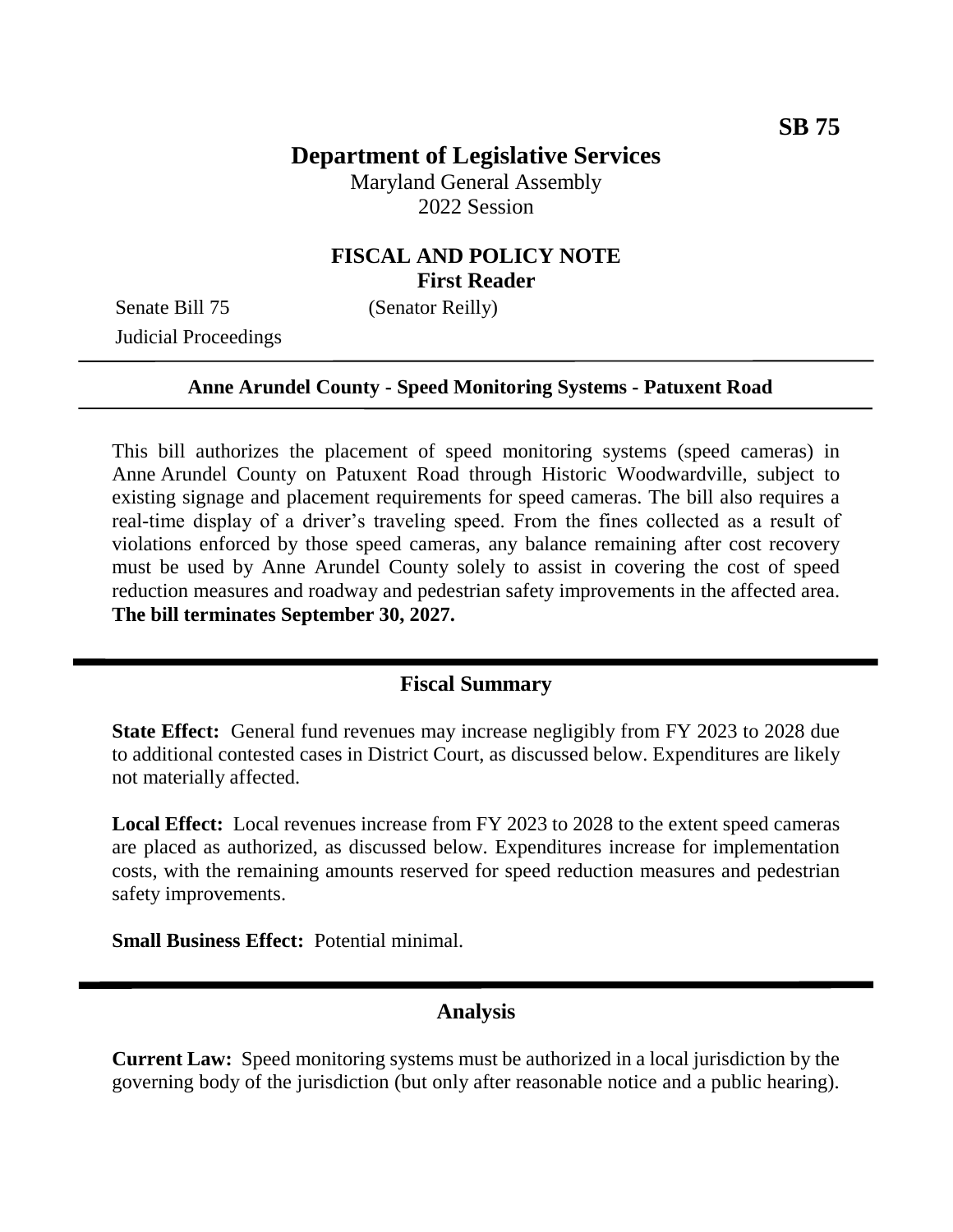**SB 75**

# Department of Legislative Services

Maryland General Assembly
2022 Session

## FISCAL AND POLICY NOTE
**First Reader**

Senate Bill 75 (Senator Reilly)
Judicial Proceedings

---

**Anne Arundel County - Speed Monitoring Systems - Patuxent Road**

---

This bill authorizes the placement of speed monitoring systems (speed cameras) in Anne Arundel County on Patuxent Road through Historic Woodwardville, subject to existing signage and placement requirements for speed cameras. The bill also requires a real-time display of a driver's traveling speed. From the fines collected as a result of violations enforced by those speed cameras, any balance remaining after cost recovery must be used by Anne Arundel County solely to assist in covering the cost of speed reduction measures and roadway and pedestrian safety improvements in the affected area. **The bill terminates September 30, 2027.**

---

## Fiscal Summary

**State Effect:** General fund revenues may increase negligibly from FY 2023 to 2028 due to additional contested cases in District Court, as discussed below. Expenditures are likely not materially affected.

**Local Effect:** Local revenues increase from FY 2023 to 2028 to the extent speed cameras are placed as authorized, as discussed below. Expenditures increase for implementation costs, with the remaining amounts reserved for speed reduction measures and pedestrian safety improvements.

**Small Business Effect:** Potential minimal.

---

## Analysis

**Current Law:** Speed monitoring systems must be authorized in a local jurisdiction by the governing body of the jurisdiction (but only after reasonable notice and a public hearing).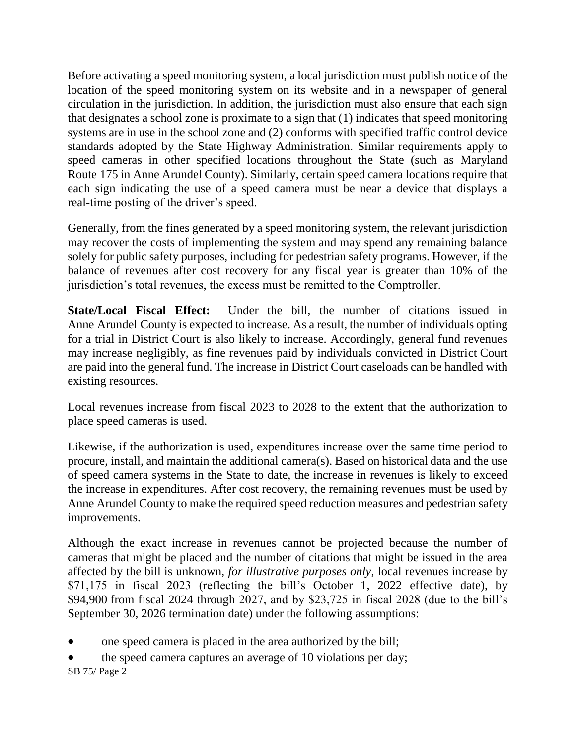Before activating a speed monitoring system, a local jurisdiction must publish notice of the location of the speed monitoring system on its website and in a newspaper of general circulation in the jurisdiction. In addition, the jurisdiction must also ensure that each sign that designates a school zone is proximate to a sign that (1) indicates that speed monitoring systems are in use in the school zone and (2) conforms with specified traffic control device standards adopted by the State Highway Administration. Similar requirements apply to speed cameras in other specified locations throughout the State (such as Maryland Route 175 in Anne Arundel County). Similarly, certain speed camera locations require that each sign indicating the use of a speed camera must be near a device that displays a real-time posting of the driver's speed.

Generally, from the fines generated by a speed monitoring system, the relevant jurisdiction may recover the costs of implementing the system and may spend any remaining balance solely for public safety purposes, including for pedestrian safety programs. However, if the balance of revenues after cost recovery for any fiscal year is greater than 10% of the jurisdiction's total revenues, the excess must be remitted to the Comptroller.

**State/Local Fiscal Effect:** Under the bill, the number of citations issued in Anne Arundel County is expected to increase. As a result, the number of individuals opting for a trial in District Court is also likely to increase. Accordingly, general fund revenues may increase negligibly, as fine revenues paid by individuals convicted in District Court are paid into the general fund. The increase in District Court caseloads can be handled with existing resources.

Local revenues increase from fiscal 2023 to 2028 to the extent that the authorization to place speed cameras is used.

Likewise, if the authorization is used, expenditures increase over the same time period to procure, install, and maintain the additional camera(s). Based on historical data and the use of speed camera systems in the State to date, the increase in revenues is likely to exceed the increase in expenditures. After cost recovery, the remaining revenues must be used by Anne Arundel County to make the required speed reduction measures and pedestrian safety improvements.

Although the exact increase in revenues cannot be projected because the number of cameras that might be placed and the number of citations that might be issued in the area affected by the bill is unknown, *for illustrative purposes only*, local revenues increase by $71,175 in fiscal 2023 (reflecting the bill's October 1, 2022 effective date), by $94,900 from fiscal 2024 through 2027, and by $23,725 in fiscal 2028 (due to the bill's September 30, 2026 termination date) under the following assumptions:

- one speed camera is placed in the area authorized by the bill;
- the speed camera captures an average of 10 violations per day;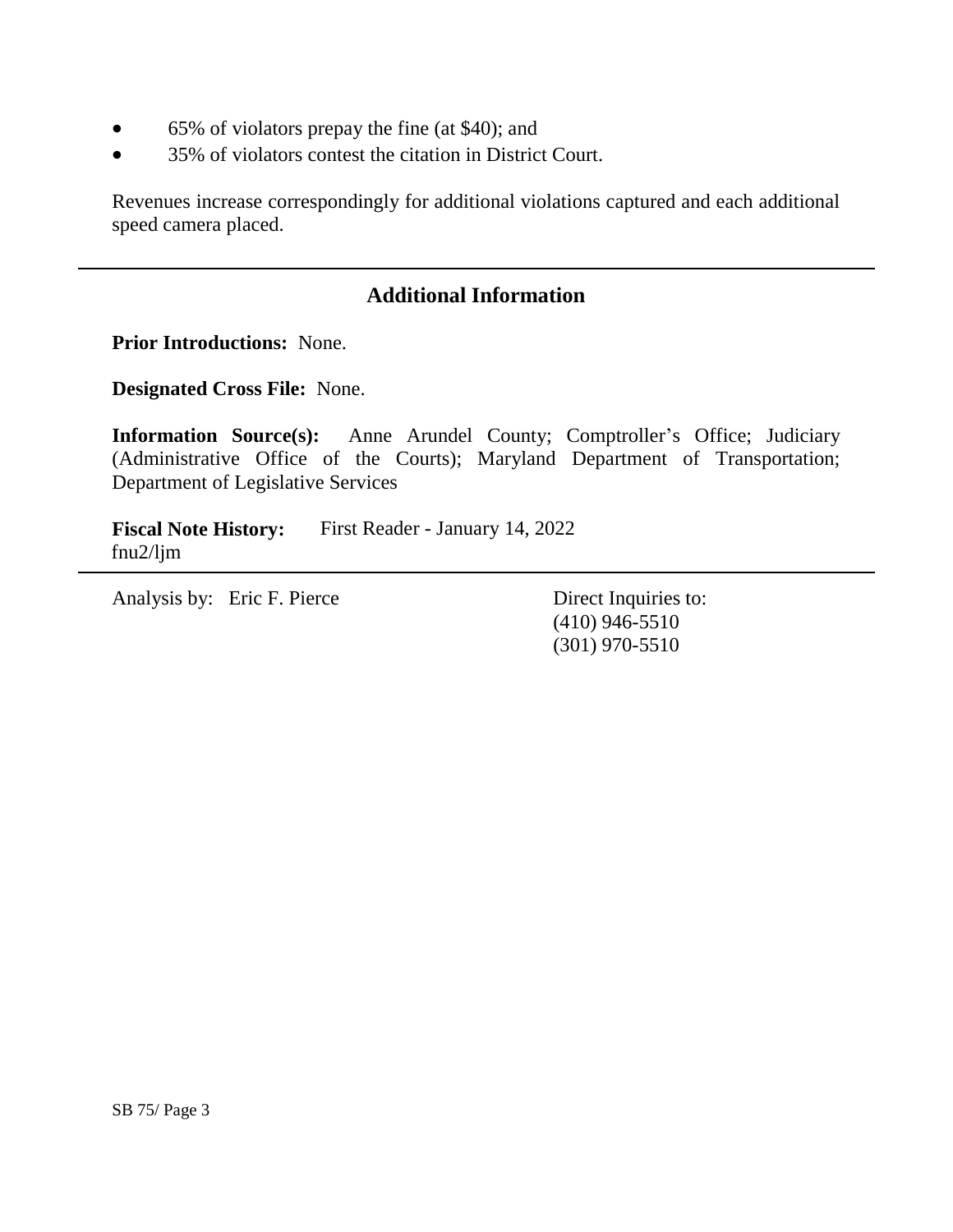- 65% of violators prepay the fine (at $40); and
- 35% of violators contest the citation in District Court.

Revenues increase correspondingly for additional violations captured and each additional speed camera placed.

---

## Additional Information

**Prior Introductions:** None.

**Designated Cross File:** None.

**Information Source(s):** Anne Arundel County; Comptroller's Office; Judiciary (Administrative Office of the Courts); Maryland Department of Transportation; Department of Legislative Services

**Fiscal Note History:** First Reader - January 14, 2022
fnu2/ljm

---

Analysis by: Eric F. Pierce

Direct Inquiries to:
(410) 946-5510
(301) 970-5510